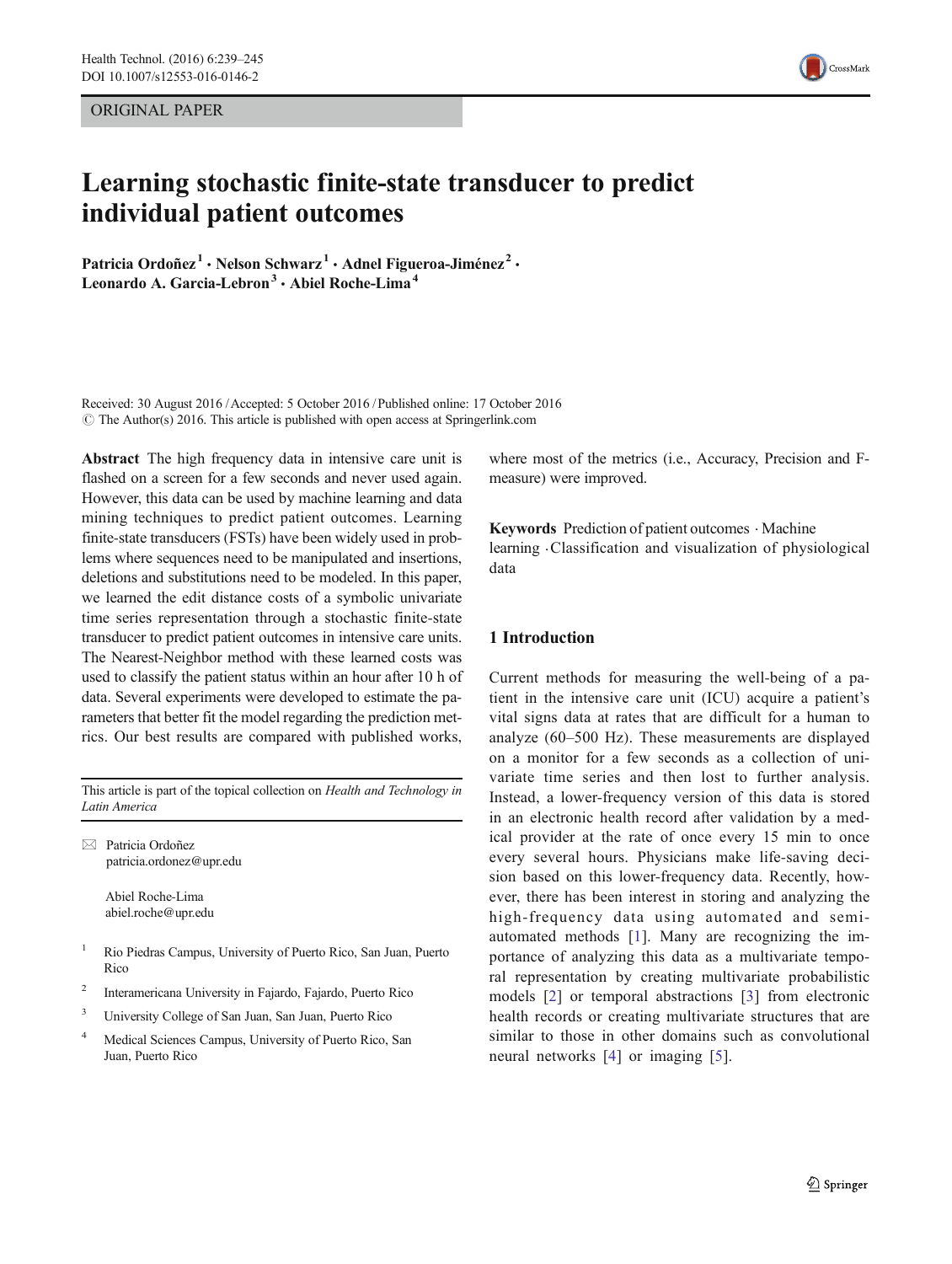ORIGINAL PAPER

# Learning stochastic finite-state transducer to predict individual patient outcomes

**Patricia Ordoñez[1] · Nelson Schwarz[1] · Adnel Figueroa-Jiménez[2] · Leonardo A. Garcia-Lebron[3] · Abiel Roche-Lima[4]**

Received: 30 August 2016 / Accepted: 5 October 2016 / Published online: 17 October 2016
© The Author(s) 2016. This article is published with open access at Springerlink.com

**Abstract** The high frequency data in intensive care unit is flashed on a screen for a few seconds and never used again. However, this data can be used by machine learning and data mining techniques to predict patient outcomes. Learning finite-state transducers (FSTs) have been widely used in problems where sequences need to be manipulated and insertions, deletions and substitutions need to be modeled. In this paper, we learned the edit distance costs of a symbolic univariate time series representation through a stochastic finite-state transducer to predict patient outcomes in intensive care units. The Nearest-Neighbor method with these learned costs was used to classify the patient status within an hour after 10 h of data. Several experiments were developed to estimate the parameters that better fit the model regarding the prediction metrics. Our best results are compared with published works, where most of the metrics (i.e., Accuracy, Precision and F-measure) were improved.

**Keywords** Prediction of patient outcomes · Machine learning · Classification and visualization of physiological data

This article is part of the topical collection on *Health and Technology in Latin America*

✉ Patricia Ordoñez
patricia.ordonez@upr.edu

Abiel Roche-Lima
abiel.roche@upr.edu

[1] Rio Piedras Campus, University of Puerto Rico, San Juan, Puerto Rico

[2] Interamericana University in Fajardo, Fajardo, Puerto Rico

[3] University College of San Juan, San Juan, Puerto Rico

[4] Medical Sciences Campus, University of Puerto Rico, San Juan, Puerto Rico

## 1 Introduction

Current methods for measuring the well-being of a patient in the intensive care unit (ICU) acquire a patient's vital signs data at rates that are difficult for a human to analyze (60–500 Hz). These measurements are displayed on a monitor for a few seconds as a collection of univariate time series and then lost to further analysis. Instead, a lower-frequency version of this data is stored in an electronic health record after validation by a medical provider at the rate of once every 15 min to once every several hours. Physicians make life-saving decision based on this lower-frequency data. Recently, however, there has been interest in storing and analyzing the high-frequency data using automated and semi-automated methods [1]. Many are recognizing the importance of analyzing this data as a multivariate temporal representation by creating multivariate probabilistic models [2] or temporal abstractions [3] from electronic health records or creating multivariate structures that are similar to those in other domains such as convolutional neural networks [4] or imaging [5].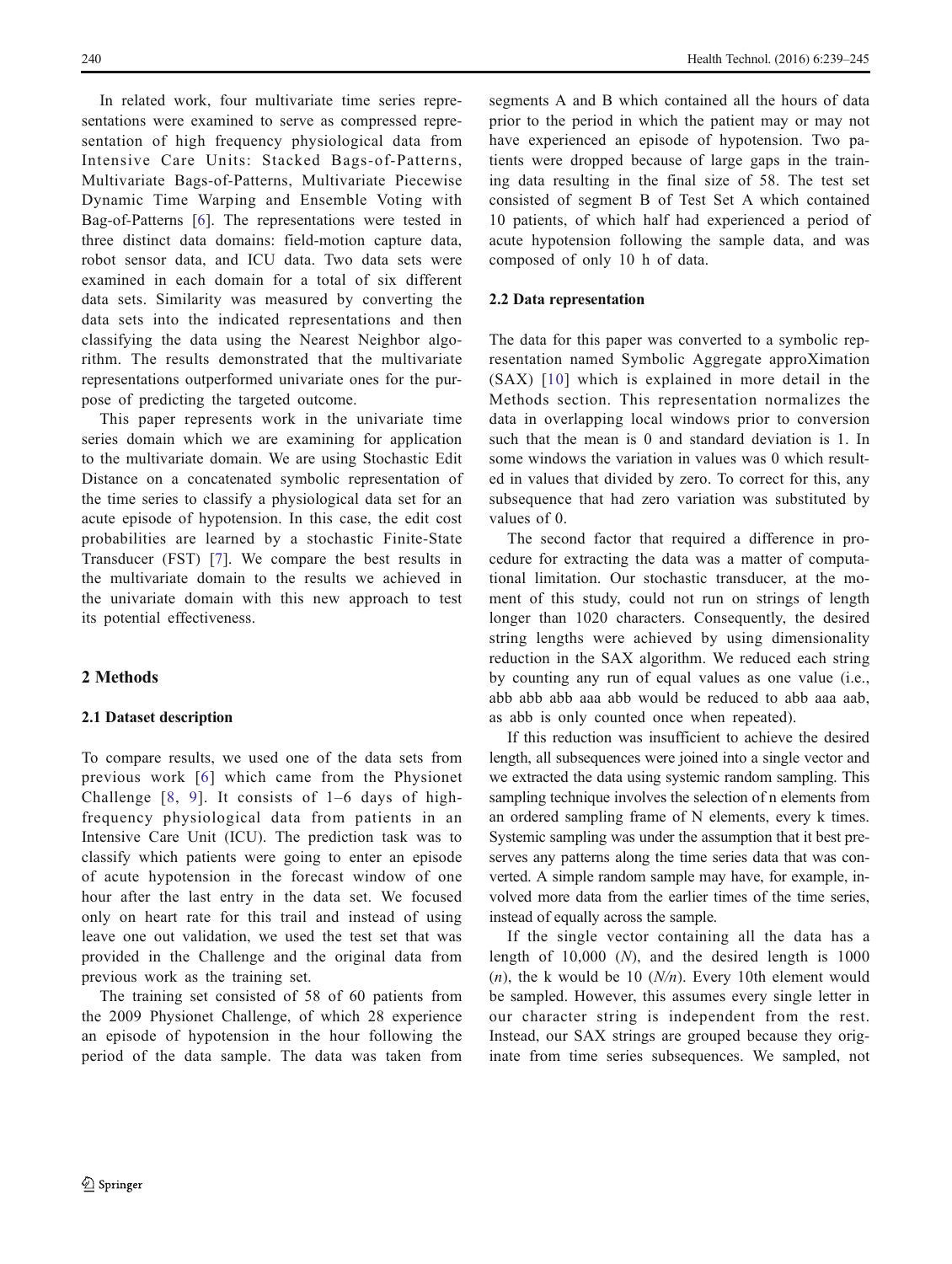In related work, four multivariate time series representations were examined to serve as compressed representation of high frequency physiological data from Intensive Care Units: Stacked Bags-of-Patterns, Multivariate Bags-of-Patterns, Multivariate Piecewise Dynamic Time Warping and Ensemble Voting with Bag-of-Patterns [6]. The representations were tested in three distinct data domains: field-motion capture data, robot sensor data, and ICU data. Two data sets were examined in each domain for a total of six different data sets. Similarity was measured by converting the data sets into the indicated representations and then classifying the data using the Nearest Neighbor algorithm. The results demonstrated that the multivariate representations outperformed univariate ones for the purpose of predicting the targeted outcome.

This paper represents work in the univariate time series domain which we are examining for application to the multivariate domain. We are using Stochastic Edit Distance on a concatenated symbolic representation of the time series to classify a physiological data set for an acute episode of hypotension. In this case, the edit cost probabilities are learned by a stochastic Finite-State Transducer (FST) [7]. We compare the best results in the multivariate domain to the results we achieved in the univariate domain with this new approach to test its potential effectiveness.

## 2 Methods

### 2.1 Dataset description

To compare results, we used one of the data sets from previous work [6] which came from the Physionet Challenge [8, 9]. It consists of 1–6 days of high-frequency physiological data from patients in an Intensive Care Unit (ICU). The prediction task was to classify which patients were going to enter an episode of acute hypotension in the forecast window of one hour after the last entry in the data set. We focused only on heart rate for this trail and instead of using leave one out validation, we used the test set that was provided in the Challenge and the original data from previous work as the training set.

The training set consisted of 58 of 60 patients from the 2009 Physionet Challenge, of which 28 experience an episode of hypotension in the hour following the period of the data sample. The data was taken from segments A and B which contained all the hours of data prior to the period in which the patient may or may not have experienced an episode of hypotension. Two patients were dropped because of large gaps in the training data resulting in the final size of 58. The test set consisted of segment B of Test Set A which contained 10 patients, of which half had experienced a period of acute hypotension following the sample data, and was composed of only 10 h of data.

### 2.2 Data representation

The data for this paper was converted to a symbolic representation named Symbolic Aggregate approXimation (SAX) [10] which is explained in more detail in the Methods section. This representation normalizes the data in overlapping local windows prior to conversion such that the mean is 0 and standard deviation is 1. In some windows the variation in values was 0 which resulted in values that divided by zero. To correct for this, any subsequence that had zero variation was substituted by values of 0.

The second factor that required a difference in procedure for extracting the data was a matter of computational limitation. Our stochastic transducer, at the moment of this study, could not run on strings of length longer than 1020 characters. Consequently, the desired string lengths were achieved by using dimensionality reduction in the SAX algorithm. We reduced each string by counting any run of equal values as one value (i.e., abb abb abb aaa abb would be reduced to abb aaa aab, as abb is only counted once when repeated).

If this reduction was insufficient to achieve the desired length, all subsequences were joined into a single vector and we extracted the data using systemic random sampling. This sampling technique involves the selection of n elements from an ordered sampling frame of N elements, every k times. Systemic sampling was under the assumption that it best preserves any patterns along the time series data that was converted. A simple random sample may have, for example, involved more data from the earlier times of the time series, instead of equally across the sample.

If the single vector containing all the data has a length of 10,000 ($N$), and the desired length is 1000 ($n$), the k would be 10 ($N/n$). Every 10th element would be sampled. However, this assumes every single letter in our character string is independent from the rest. Instead, our SAX strings are grouped because they originate from time series subsequences. We sampled, not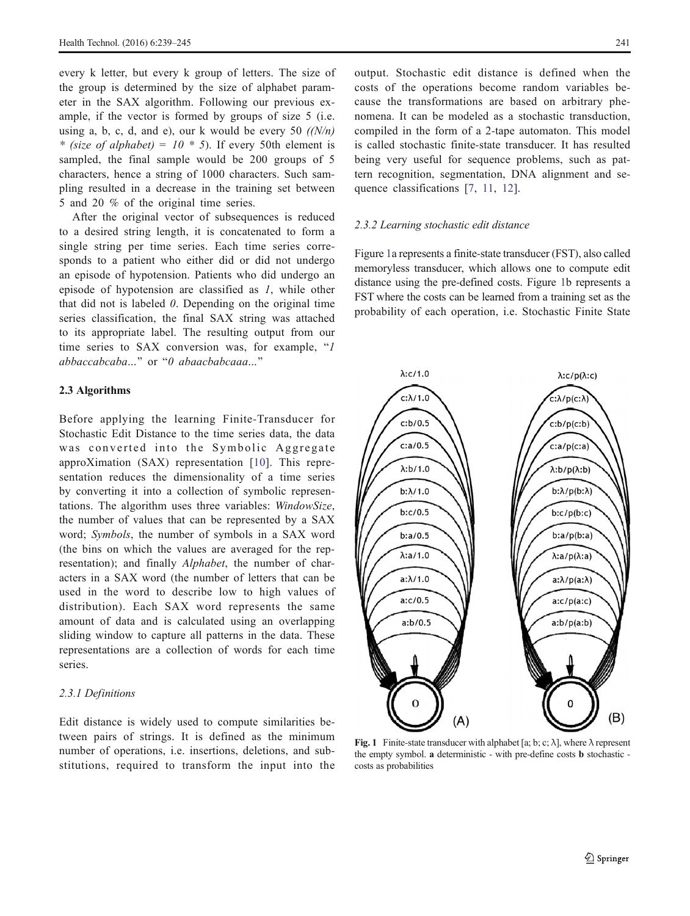every k letter, but every k group of letters. The size of the group is determined by the size of alphabet parameter in the SAX algorithm. Following our previous example, if the vector is formed by groups of size 5 (i.e. using a, b, c, d, and e), our k would be every 50 *((N/n) * (size of alphabet) = 10 * 5)*. If every 50th element is sampled, the final sample would be 200 groups of 5 characters, hence a string of 1000 characters. Such sampling resulted in a decrease in the training set between 5 and 20 % of the original time series.

After the original vector of subsequences is reduced to a desired string length, it is concatenated to form a single string per time series. Each time series corresponds to a patient who either did or did not undergo an episode of hypotension. Patients who did undergo an episode of hypotension are classified as *1*, while other that did not is labeled *0*. Depending on the original time series classification, the final SAX string was attached to its appropriate label. The resulting output from our time series to SAX conversion was, for example, "*1 abbaccabcaba*..." or "*0 abaacbabcaaa*..."

### 2.3 Algorithms

Before applying the learning Finite-Transducer for Stochastic Edit Distance to the time series data, the data was converted into the Symbolic Aggregate approXimation (SAX) representation [10]. This representation reduces the dimensionality of a time series by converting it into a collection of symbolic representations. The algorithm uses three variables: *WindowSize*, the number of values that can be represented by a SAX word; *Symbols*, the number of symbols in a SAX word (the bins on which the values are averaged for the representation); and finally *Alphabet*, the number of characters in a SAX word (the number of letters that can be used in the word to describe low to high values of distribution). Each SAX word represents the same amount of data and is calculated using an overlapping sliding window to capture all patterns in the data. These representations are a collection of words for each time series.

#### *2.3.1 Definitions*

Edit distance is widely used to compute similarities between pairs of strings. It is defined as the minimum number of operations, i.e. insertions, deletions, and substitutions, required to transform the input into the output. Stochastic edit distance is defined when the costs of the operations become random variables because the transformations are based on arbitrary phenomena. It can be modeled as a stochastic transduction, compiled in the form of a 2-tape automaton. This model is called stochastic finite-state transducer. It has resulted being very useful for sequence problems, such as pattern recognition, segmentation, DNA alignment and sequence classifications [7, 11, 12].

#### *2.3.2 Learning stochastic edit distance*

Figure 1a represents a finite-state transducer (FST), also called memoryless transducer, which allows one to compute edit distance using the pre-defined costs. Figure 1b represents a FST where the costs can be learned from a training set as the probability of each operation, i.e. Stochastic Finite State

**Fig. 1** Finite-state transducer with alphabet [a; b; c; λ], where λ represent the empty symbol. **a** deterministic - with pre-define costs **b** stochastic - costs as probabilities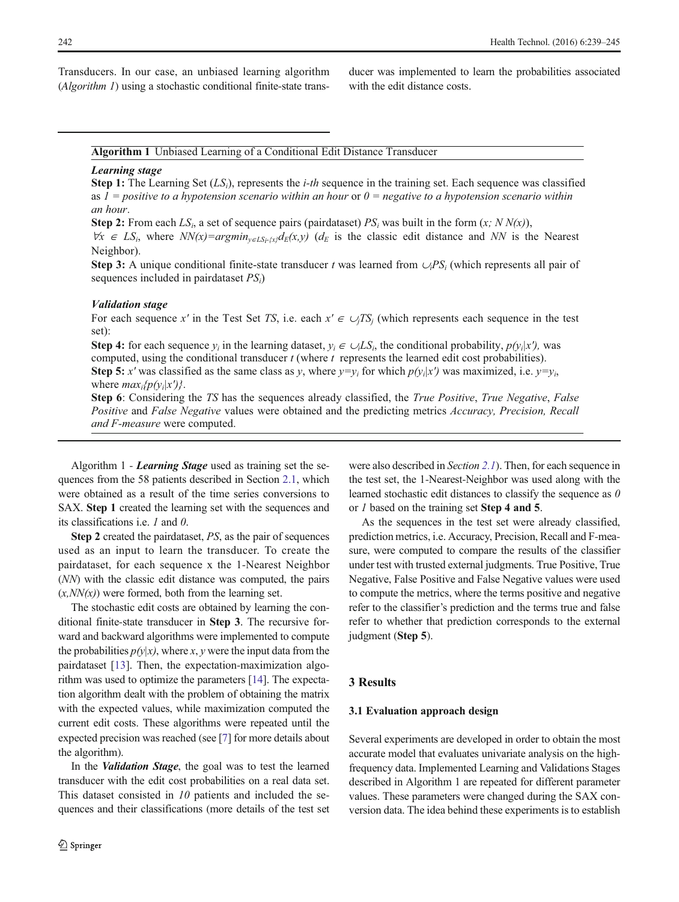Transducers. In our case, an unbiased learning algorithm (*Algorithm 1*) using a stochastic conditional finite-state transducer was implemented to learn the probabilities associated with the edit distance costs.

---

**Algorithm 1** Unbiased Learning of a Conditional Edit Distance Transducer

***Learning stage***

**Step 1:** The Learning Set ($LS_i$), represents the *i-th* sequence in the training set. Each sequence was classified as *1 = positive to a hypotension scenario within an hour* or *0 = negative to a hypotension scenario within an hour*.

**Step 2:** From each $LS_i$, a set of sequence pairs (pairdataset) $PS_i$ was built in the form $(x; N\,N(x))$, $\forall x \in LS_i$, where $NN(x)=\operatorname{argmin}_{y \in LS_i - \{x\}} d_E(x,y)$ ($d_E$ is the classic edit distance and *NN* is the Nearest Neighbor).

**Step 3:** A unique conditional finite-state transducer *t* was learned from $\cup_i PS_i$ (which represents all pair of sequences included in pairdataset $PS_i$)

***Validation stage***

For each sequence $x'$ in the Test Set *TS*, i.e. each $x' \in \cup_j TS_j$ (which represents each sequence in the test set):

**Step 4:** for each sequence $y_i$ in the learning dataset, $y_i \in \cup_i LS_i$, the conditional probability, $p(y_i|x')$, was computed, using the conditional transducer *t* (where *t* represents the learned edit cost probabilities).

**Step 5:** $x'$ was classified as the same class as *y*, where $y=y_i$ for which $p(y_i|x')$ was maximized, i.e. $y=y_i$, where $max_i\{p(y_i|x')\}$.

**Step 6**: Considering the *TS* has the sequences already classified, the *True Positive*, *True Negative*, *False Positive* and *False Negative* values were obtained and the predicting metrics *Accuracy, Precision, Recall and F-measure* were computed.

---

Algorithm 1 - ***Learning Stage*** used as training set the sequences from the 58 patients described in Section 2.1, which were obtained as a result of the time series conversions to SAX. **Step 1** created the learning set with the sequences and its classifications i.e. *1* and *0*.

**Step 2** created the pairdataset, *PS*, as the pair of sequences used as an input to learn the transducer. To create the pairdataset, for each sequence x the 1-Nearest Neighbor (*NN*) with the classic edit distance was computed, the pairs $(x,NN(x))$ were formed, both from the learning set.

The stochastic edit costs are obtained by learning the conditional finite-state transducer in **Step 3**. The recursive forward and backward algorithms were implemented to compute the probabilities $p(y|x)$, where $x$, $y$ were the input data from the pairdataset [13]. Then, the expectation-maximization algorithm was used to optimize the parameters [14]. The expectation algorithm dealt with the problem of obtaining the matrix with the expected values, while maximization computed the current edit costs. These algorithms were repeated until the expected precision was reached (see [7] for more details about the algorithm).

In the ***Validation Stage***, the goal was to test the learned transducer with the edit cost probabilities on a real data set. This dataset consisted in *10* patients and included the sequences and their classifications (more details of the test set were also described in *Section 2.1*). Then, for each sequence in the test set, the 1-Nearest-Neighbor was used along with the learned stochastic edit distances to classify the sequence as *0* or *1* based on the training set **Step 4 and 5**.

As the sequences in the test set were already classified, prediction metrics, i.e. Accuracy, Precision, Recall and F-measure, were computed to compare the results of the classifier under test with trusted external judgments. True Positive, True Negative, False Positive and False Negative values were used to compute the metrics, where the terms positive and negative refer to the classifier's prediction and the terms true and false refer to whether that prediction corresponds to the external judgment (**Step 5**).

## 3 Results

### 3.1 Evaluation approach design

Several experiments are developed in order to obtain the most accurate model that evaluates univariate analysis on the high-frequency data. Implemented Learning and Validations Stages described in Algorithm 1 are repeated for different parameter values. These parameters were changed during the SAX conversion data. The idea behind these experiments is to establish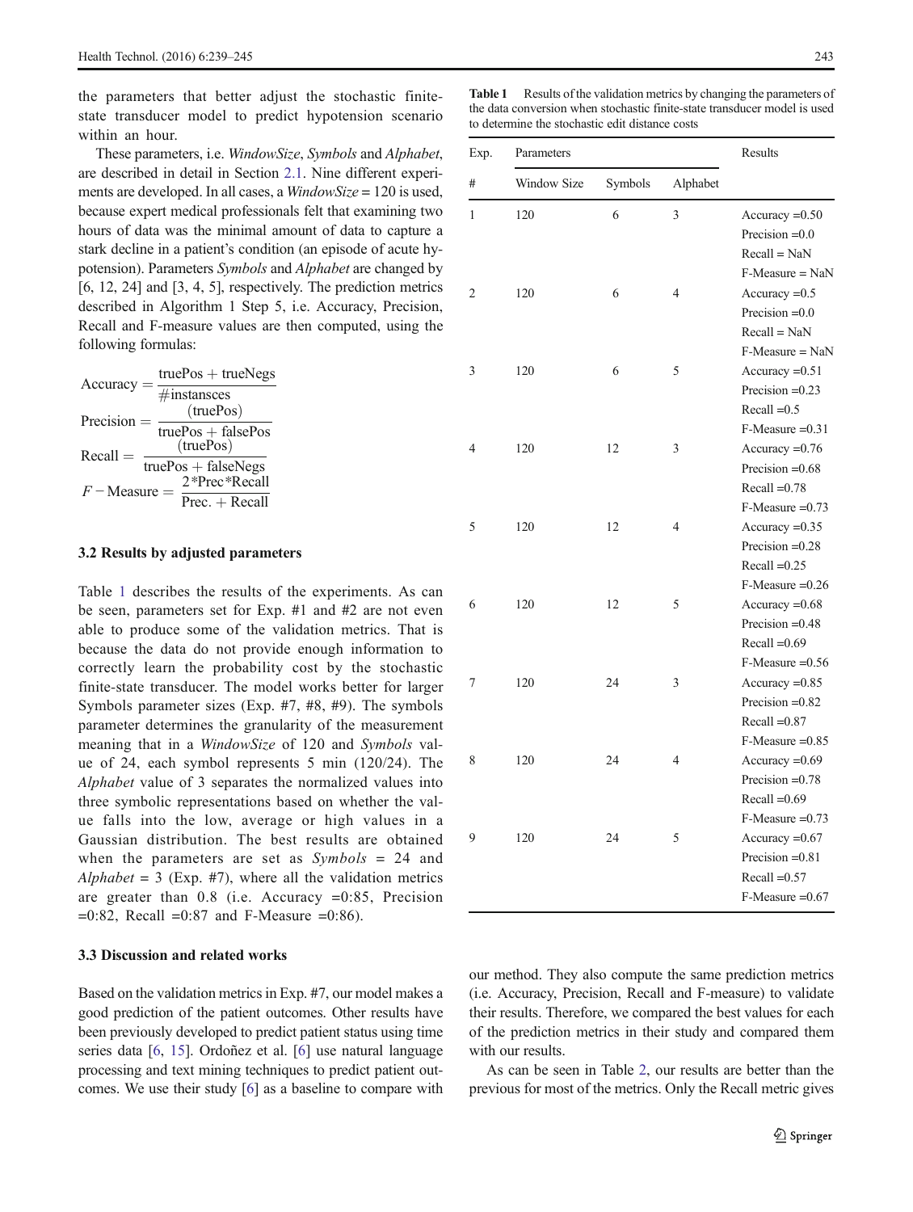the parameters that better adjust the stochastic finite-state transducer model to predict hypotension scenario within an hour.

These parameters, i.e. *WindowSize*, *Symbols* and *Alphabet*, are described in detail in Section 2.1. Nine different experiments are developed. In all cases, a *WindowSize* = 120 is used, because expert medical professionals felt that examining two hours of data was the minimal amount of data to capture a stark decline in a patient's condition (an episode of acute hypotension). Parameters *Symbols* and *Alphabet* are changed by [6, 12, 24] and [3, 4, 5], respectively. The prediction metrics described in Algorithm 1 Step 5, i.e. Accuracy, Precision, Recall and F-measure values are then computed, using the following formulas:

$$\text{Accuracy} = \frac{\text{truePos} + \text{trueNegs}}{\#\text{instansces}}$$

$$\text{Precision} = \frac{(\text{truePos})}{\text{truePos} + \text{falsePos}}$$

$$\text{Recall} = \frac{(\text{truePos})}{\text{truePos} + \text{falseNegs}}$$

$$F-\text{Measure} = \frac{2{*}\text{Prec}{*}\text{Recall}}{\text{Prec.} + \text{Recall}}$$

### 3.2 Results by adjusted parameters

Table 1 describes the results of the experiments. As can be seen, parameters set for Exp. #1 and #2 are not even able to produce some of the validation metrics. That is because the data do not provide enough information to correctly learn the probability cost by the stochastic finite-state transducer. The model works better for larger Symbols parameter sizes (Exp. #7, #8, #9). The symbols parameter determines the granularity of the measurement meaning that in a *WindowSize* of 120 and *Symbols* value of 24, each symbol represents 5 min (120/24). The *Alphabet* value of 3 separates the normalized values into three symbolic representations based on whether the value falls into the low, average or high values in a Gaussian distribution. The best results are obtained when the parameters are set as *Symbols* = 24 and *Alphabet* = 3 (Exp. #7), where all the validation metrics are greater than 0.8 (i.e. Accuracy =0:85, Precision =0:82, Recall =0:87 and F-Measure =0:86).

**Table 1** Results of the validation metrics by changing the parameters of the data conversion when stochastic finite-state transducer model is used to determine the stochastic edit distance costs

| Exp. | Parameters | | | Results |
|---|---|---|---|---|
| # | Window Size | Symbols | Alphabet | |
| 1 | 120 | 6 | 3 | Accuracy =0.50<br>Precision =0.0<br>Recall = NaN<br>F-Measure = NaN |
| 2 | 120 | 6 | 4 | Accuracy =0.5<br>Precision =0.0<br>Recall = NaN<br>F-Measure = NaN |
| 3 | 120 | 6 | 5 | Accuracy =0.51<br>Precision =0.23<br>Recall =0.5<br>F-Measure =0.31 |
| 4 | 120 | 12 | 3 | Accuracy =0.76<br>Precision =0.68<br>Recall =0.78<br>F-Measure =0.73 |
| 5 | 120 | 12 | 4 | Accuracy =0.35<br>Precision =0.28<br>Recall =0.25<br>F-Measure =0.26 |
| 6 | 120 | 12 | 5 | Accuracy =0.68<br>Precision =0.48<br>Recall =0.69<br>F-Measure =0.56 |
| 7 | 120 | 24 | 3 | Accuracy =0.85<br>Precision =0.82<br>Recall =0.87<br>F-Measure =0.85 |
| 8 | 120 | 24 | 4 | Accuracy =0.69<br>Precision =0.78<br>Recall =0.69<br>F-Measure =0.73 |
| 9 | 120 | 24 | 5 | Accuracy =0.67<br>Precision =0.81<br>Recall =0.57<br>F-Measure =0.67 |

### 3.3 Discussion and related works

Based on the validation metrics in Exp. #7, our model makes a good prediction of the patient outcomes. Other results have been previously developed to predict patient status using time series data [6, 15]. Ordoñez et al. [6] use natural language processing and text mining techniques to predict patient outcomes. We use their study [6] as a baseline to compare with our method. They also compute the same prediction metrics (i.e. Accuracy, Precision, Recall and F-measure) to validate their results. Therefore, we compared the best values for each of the prediction metrics in their study and compared them with our results.

As can be seen in Table 2, our results are better than the previous for most of the metrics. Only the Recall metric gives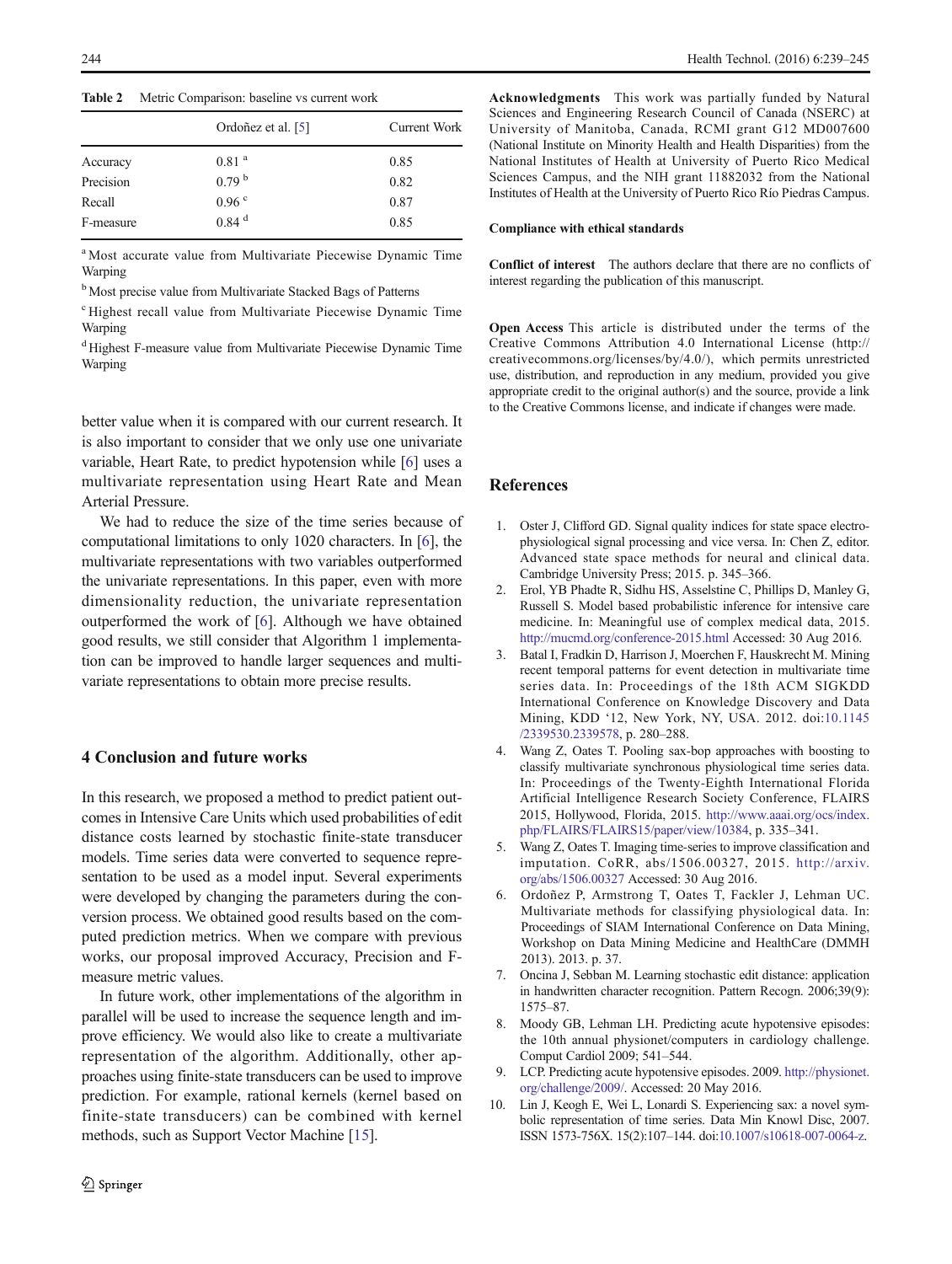Table 2 Metric Comparison: baseline vs current work

| | Ordoñez et al. [5] | Current Work |
|---|---|---|
| Accuracy | 0.81 [a] | 0.85 |
| Precision | 0.79 [b] | 0.82 |
| Recall | 0.96 [c] | 0.87 |
| F-measure | 0.84 [d] | 0.85 |

[a] Most accurate value from Multivariate Piecewise Dynamic Time Warping

[b] Most precise value from Multivariate Stacked Bags of Patterns

[c] Highest recall value from Multivariate Piecewise Dynamic Time Warping

[d] Highest F-measure value from Multivariate Piecewise Dynamic Time Warping

better value when it is compared with our current research. It is also important to consider that we only use one univariate variable, Heart Rate, to predict hypotension while [6] uses a multivariate representation using Heart Rate and Mean Arterial Pressure.

We had to reduce the size of the time series because of computational limitations to only 1020 characters. In [6], the multivariate representations with two variables outperformed the univariate representations. In this paper, even with more dimensionality reduction, the univariate representation outperformed the work of [6]. Although we have obtained good results, we still consider that Algorithm 1 implementation can be improved to handle larger sequences and multivariate representations to obtain more precise results.

## 4 Conclusion and future works

In this research, we proposed a method to predict patient outcomes in Intensive Care Units which used probabilities of edit distance costs learned by stochastic finite-state transducer models. Time series data were converted to sequence representation to be used as a model input. Several experiments were developed by changing the parameters during the conversion process. We obtained good results based on the computed prediction metrics. When we compare with previous works, our proposal improved Accuracy, Precision and F-measure metric values.

In future work, other implementations of the algorithm in parallel will be used to increase the sequence length and improve efficiency. We would also like to create a multivariate representation of the algorithm. Additionally, other approaches using finite-state transducers can be used to improve prediction. For example, rational kernels (kernel based on finite-state transducers) can be combined with kernel methods, such as Support Vector Machine [15].

**Acknowledgments** This work was partially funded by Natural Sciences and Engineering Research Council of Canada (NSERC) at University of Manitoba, Canada, RCMI grant G12 MD007600 (National Institute on Minority Health and Health Disparities) from the National Institutes of Health at University of Puerto Rico Medical Sciences Campus, and the NIH grant 11882032 from the National Institutes of Health at the University of Puerto Rico Río Piedras Campus.

**Compliance with ethical standards**

**Conflict of interest** The authors declare that there are no conflicts of interest regarding the publication of this manuscript.

**Open Access** This article is distributed under the terms of the Creative Commons Attribution 4.0 International License (http://creativecommons.org/licenses/by/4.0/), which permits unrestricted use, distribution, and reproduction in any medium, provided you give appropriate credit to the original author(s) and the source, provide a link to the Creative Commons license, and indicate if changes were made.

## References

1. Oster J, Clifford GD. Signal quality indices for state space electrophysiological signal processing and vice versa. In: Chen Z, editor. Advanced state space methods for neural and clinical data. Cambridge University Press; 2015. p. 345–366.
2. Erol, YB Phadte R, Sidhu HS, Asselstine C, Phillips D, Manley G, Russell S. Model based probabilistic inference for intensive care medicine. In: Meaningful use of complex medical data, 2015. http://mucmd.org/conference-2015.html Accessed: 30 Aug 2016.
3. Batal I, Fradkin D, Harrison J, Moerchen F, Hauskrecht M. Mining recent temporal patterns for event detection in multivariate time series data. In: Proceedings of the 18th ACM SIGKDD International Conference on Knowledge Discovery and Data Mining, KDD '12, New York, NY, USA. 2012. doi:10.1145/2339530.2339578, p. 280–288.
4. Wang Z, Oates T. Pooling sax-bop approaches with boosting to classify multivariate synchronous physiological time series data. In: Proceedings of the Twenty-Eighth International Florida Artificial Intelligence Research Society Conference, FLAIRS 2015, Hollywood, Florida, 2015. http://www.aaai.org/ocs/index.php/FLAIRS/FLAIRS15/paper/view/10384, p. 335–341.
5. Wang Z, Oates T. Imaging time-series to improve classification and imputation. CoRR, abs/1506.00327, 2015. http://arxiv.org/abs/1506.00327 Accessed: 30 Aug 2016.
6. Ordoñez P, Armstrong T, Oates T, Fackler J, Lehman UC. Multivariate methods for classifying physiological data. In: Proceedings of SIAM International Conference on Data Mining, Workshop on Data Mining Medicine and HealthCare (DMMH 2013). 2013. p. 37.
7. Oncina J, Sebban M. Learning stochastic edit distance: application in handwritten character recognition. Pattern Recogn. 2006;39(9): 1575–87.
8. Moody GB, Lehman LH. Predicting acute hypotensive episodes: the 10th annual physionet/computers in cardiology challenge. Comput Cardiol 2009; 541–544.
9. LCP. Predicting acute hypotensive episodes. 2009. http://physionet.org/challenge/2009/. Accessed: 20 May 2016.
10. Lin J, Keogh E, Wei L, Lonardi S. Experiencing sax: a novel symbolic representation of time series. Data Min Knowl Disc, 2007. ISSN 1573-756X. 15(2):107–144. doi:10.1007/s10618-007-0064-z.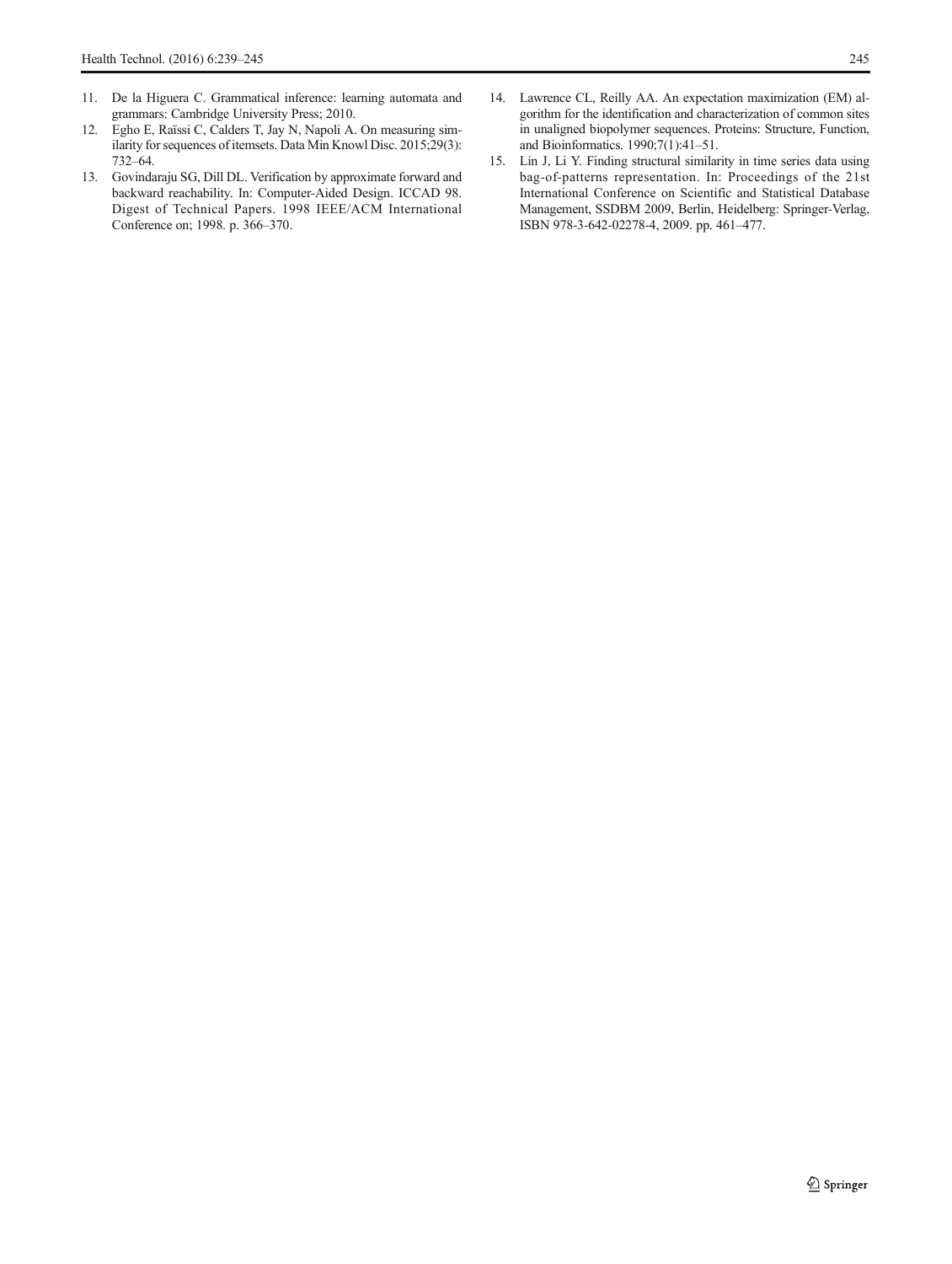11. De la Higuera C. Grammatical inference: learning automata and grammars: Cambridge University Press; 2010.
12. Egho E, Raïssi C, Calders T, Jay N, Napoli A. On measuring similarity for sequences of itemsets. Data Min Knowl Disc. 2015;29(3): 732–64.
13. Govindaraju SG, Dill DL. Verification by approximate forward and backward reachability. In: Computer-Aided Design. ICCAD 98. Digest of Technical Papers. 1998 IEEE/ACM International Conference on; 1998. p. 366–370.
14. Lawrence CL, Reilly AA. An expectation maximization (EM) algorithm for the identification and characterization of common sites in unaligned biopolymer sequences. Proteins: Structure, Function, and Bioinformatics. 1990;7(1):41–51.
15. Lin J, Li Y. Finding structural similarity in time series data using bag-of-patterns representation. In: Proceedings of the 21st International Conference on Scientific and Statistical Database Management, SSDBM 2009, Berlin, Heidelberg: Springer-Verlag, ISBN 978-3-642-02278-4, 2009. pp. 461–477.